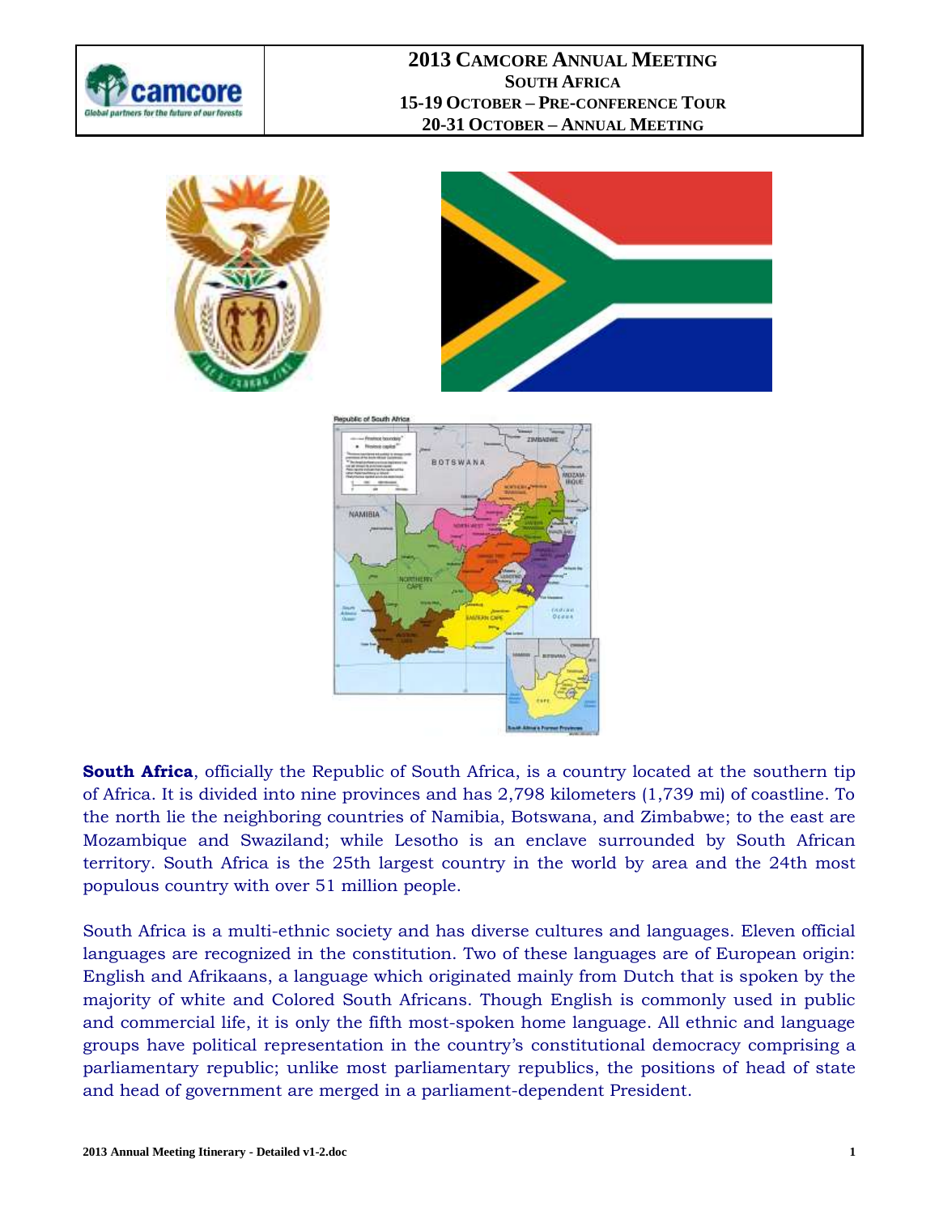# 2013 CAMCORE ANNUAL MEETING

## SOUTH AFRICA

**15-19 OCTOBER – PRE-CONFERENCE TOUR**

**20-31 OCTOBER – ANNUAL MEETING**

**South Africa**, officially the Republic of South Africa, is a country located at the southern tip of Africa. It is divided into nine provinces and has 2,798 kilometers (1,739 mi) of coastline. To the north lie the neighboring countries of Namibia, Botswana, and Zimbabwe; to the east are Mozambique and Swaziland; while Lesotho is an enclave surrounded by South African territory. South Africa is the 25th largest country in the world by area and the 24th most populous country with over 51 million people.

South Africa is a multi-ethnic society and has diverse cultures and languages. Eleven official languages are recognized in the constitution. Two of these languages are of European origin: English and Afrikaans, a language which originated mainly from Dutch that is spoken by the majority of white and Colored South Africans. Though English is commonly used in public and commercial life, it is only the fifth most-spoken home language. All ethnic and language groups have political representation in the country's constitutional democracy comprising a parliamentary republic; unlike most parliamentary republics, the positions of head of state and head of government are merged in a parliament-dependent President.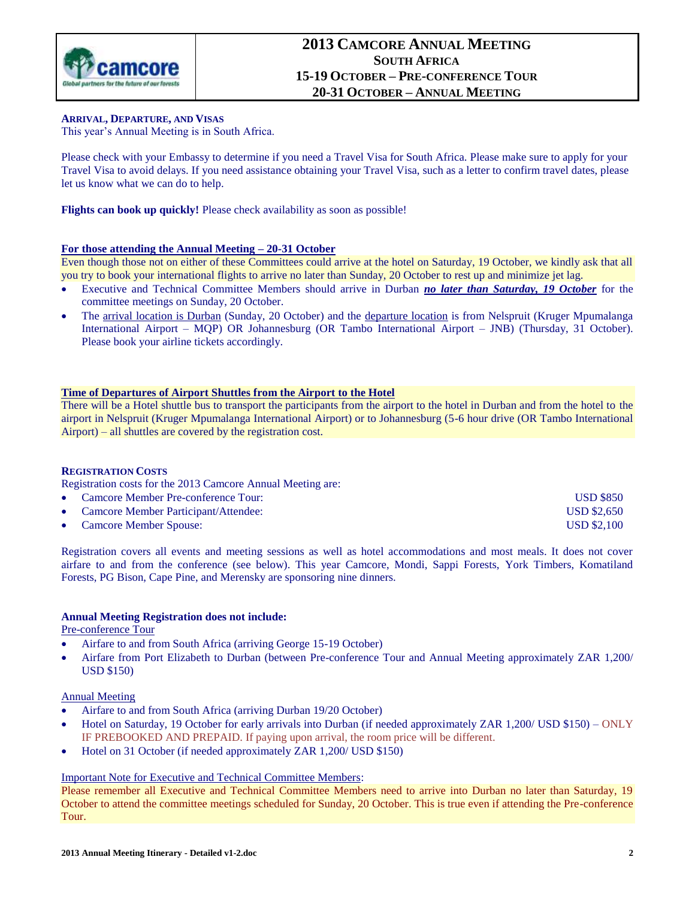# 2013 Camcore Annual Meeting
## South Africa
## 15-19 October – Pre-conference Tour
## 20-31 October – Annual Meeting

### Arrival, Departure, and Visas

This year's Annual Meeting is in South Africa.

Please check with your Embassy to determine if you need a Travel Visa for South Africa. Please make sure to apply for your Travel Visa to avoid delays. If you need assistance obtaining your Travel Visa, such as a letter to confirm travel dates, please let us know what we can do to help.

**Flights can book up quickly!** Please check availability as soon as possible!

**For those attending the Annual Meeting – 20-31 October**

Even though those not on either of these Committees could arrive at the hotel on Saturday, 19 October, we kindly ask that all you try to book your international flights to arrive no later than Sunday, 20 October to rest up and minimize jet lag.

- Executive and Technical Committee Members should arrive in Durban ***no later than Saturday, 19 October*** for the committee meetings on Sunday, 20 October.
- The arrival location is Durban (Sunday, 20 October) and the departure location is from Nelspruit (Kruger Mpumalanga International Airport – MQP) OR Johannesburg (OR Tambo International Airport – JNB) (Thursday, 31 October). Please book your airline tickets accordingly.

**Time of Departures of Airport Shuttles from the Airport to the Hotel**

There will be a Hotel shuttle bus to transport the participants from the airport to the hotel in Durban and from the hotel to the airport in Nelspruit (Kruger Mpumalanga International Airport) or to Johannesburg (5-6 hour drive (OR Tambo International Airport) – all shuttles are covered by the registration cost.

### Registration Costs

Registration costs for the 2013 Camcore Annual Meeting are:

- Camcore Member Pre-conference Tour: USD $850
- Camcore Member Participant/Attendee: USD $2,650
- Camcore Member Spouse: USD $2,100

Registration covers all events and meeting sessions as well as hotel accommodations and most meals. It does not cover airfare to and from the conference (see below). This year Camcore, Mondi, Sappi Forests, York Timbers, Komatiland Forests, PG Bison, Cape Pine, and Merensky are sponsoring nine dinners.

**Annual Meeting Registration does not include:**

Pre-conference Tour

- Airfare to and from South Africa (arriving George 15-19 October)
- Airfare from Port Elizabeth to Durban (between Pre-conference Tour and Annual Meeting approximately ZAR 1,200/ USD $150)

Annual Meeting

- Airfare to and from South Africa (arriving Durban 19/20 October)
- Hotel on Saturday, 19 October for early arrivals into Durban (if needed approximately ZAR 1,200/ USD $150) – ONLY IF PREBOOKED AND PREPAID. If paying upon arrival, the room price will be different.
- Hotel on 31 October (if needed approximately ZAR 1,200/ USD $150)

Important Note for Executive and Technical Committee Members:

Please remember all Executive and Technical Committee Members need to arrive into Durban no later than Saturday, 19 October to attend the committee meetings scheduled for Sunday, 20 October. This is true even if attending the Pre-conference Tour.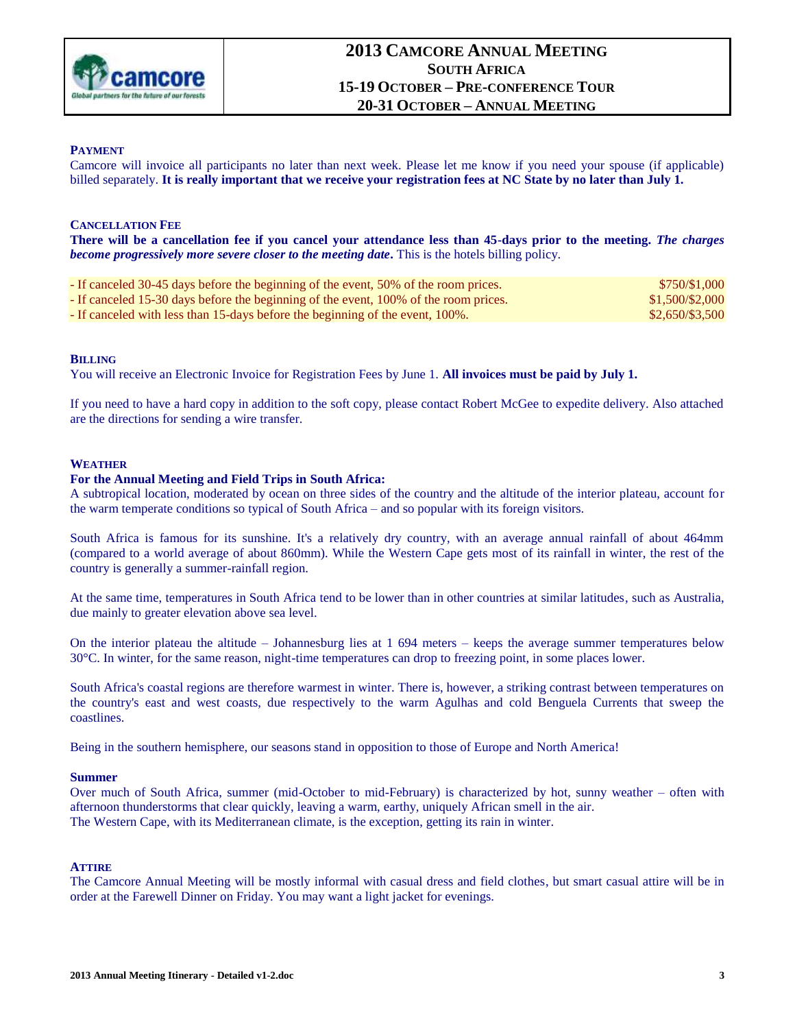# 2013 Camcore Annual Meeting
## South Africa
## 15-19 October – Pre-conference Tour
## 20-31 October – Annual Meeting

### Payment

Camcore will invoice all participants no later than next week. Please let me know if you need your spouse (if applicable) billed separately. **It is really important that we receive your registration fees at NC State by no later than July 1.**

### Cancellation Fee

**There will be a cancellation fee if you cancel your attendance less than 45-days prior to the meeting.** ***The charges become progressively more severe closer to the meeting date*****.** This is the hotels billing policy.

| | |
|---|---|
| - If canceled 30-45 days before the beginning of the event, 50% of the room prices. | $750/$1,000 |
| - If canceled 15-30 days before the beginning of the event, 100% of the room prices. | $1,500/$2,000 |
| - If canceled with less than 15-days before the beginning of the event, 100%. | $2,650/$3,500 |

### Billing

You will receive an Electronic Invoice for Registration Fees by June 1. **All invoices must be paid by July 1.**

If you need to have a hard copy in addition to the soft copy, please contact Robert McGee to expedite delivery. Also attached are the directions for sending a wire transfer.

### Weather

**For the Annual Meeting and Field Trips in South Africa:**

A subtropical location, moderated by ocean on three sides of the country and the altitude of the interior plateau, account for the warm temperate conditions so typical of South Africa – and so popular with its foreign visitors.

South Africa is famous for its sunshine. It's a relatively dry country, with an average annual rainfall of about 464mm (compared to a world average of about 860mm). While the Western Cape gets most of its rainfall in winter, the rest of the country is generally a summer-rainfall region.

At the same time, temperatures in South Africa tend to be lower than in other countries at similar latitudes, such as Australia, due mainly to greater elevation above sea level.

On the interior plateau the altitude – Johannesburg lies at 1 694 meters – keeps the average summer temperatures below 30°C. In winter, for the same reason, night-time temperatures can drop to freezing point, in some places lower.

South Africa's coastal regions are therefore warmest in winter. There is, however, a striking contrast between temperatures on the country's east and west coasts, due respectively to the warm Agulhas and cold Benguela Currents that sweep the coastlines.

Being in the southern hemisphere, our seasons stand in opposition to those of Europe and North America!

**Summer**

Over much of South Africa, summer (mid-October to mid-February) is characterized by hot, sunny weather – often with afternoon thunderstorms that clear quickly, leaving a warm, earthy, uniquely African smell in the air.
The Western Cape, with its Mediterranean climate, is the exception, getting its rain in winter.

### Attire

The Camcore Annual Meeting will be mostly informal with casual dress and field clothes, but smart casual attire will be in order at the Farewell Dinner on Friday. You may want a light jacket for evenings.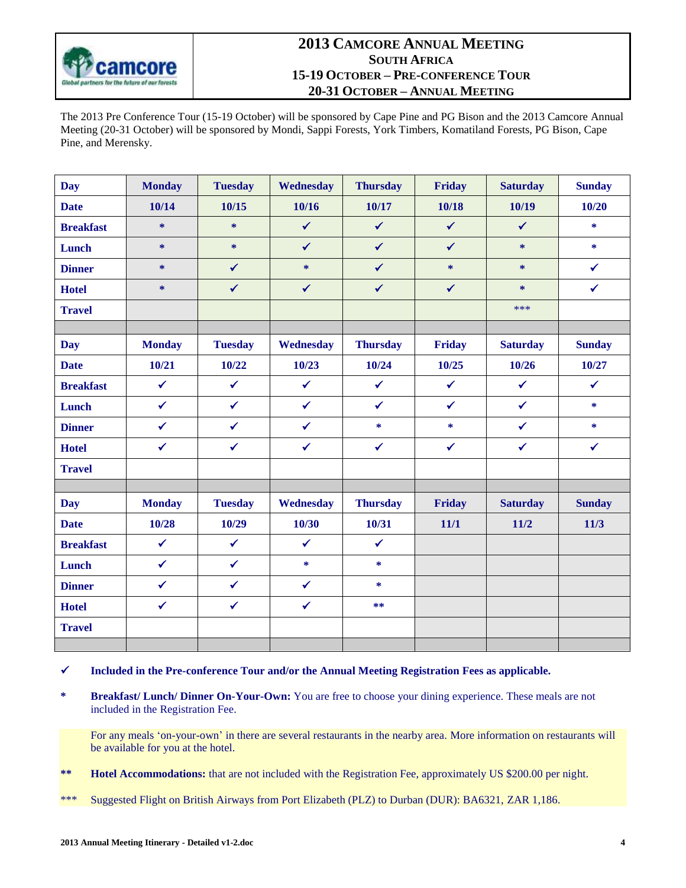# 2013 Camcore Annual Meeting

## South Africa

### 15-19 October – Pre-conference Tour

### 20-31 October – Annual Meeting

The 2013 Pre Conference Tour (15-19 October) will be sponsored by Cape Pine and PG Bison and the 2013 Camcore Annual Meeting (20-31 October) will be sponsored by Mondi, Sappi Forests, York Timbers, Komatiland Forests, PG Bison, Cape Pine, and Merensky.

| Day | Monday | Tuesday | Wednesday | Thursday | Friday | Saturday | Sunday |
|---|---|---|---|---|---|---|---|
| Date | 10/14 | 10/15 | 10/16 | 10/17 | 10/18 | 10/19 | 10/20 |
| Breakfast | * | * | ✓ | ✓ | ✓ | ✓ | * |
| Lunch | * | * | ✓ | ✓ | ✓ | * | * |
| Dinner | * | ✓ | * | ✓ | * | * | ✓ |
| Hotel | * | ✓ | ✓ | ✓ | ✓ | * | ✓ |
| Travel | | | | | | *** | |

| Day | Monday | Tuesday | Wednesday | Thursday | Friday | Saturday | Sunday |
|---|---|---|---|---|---|---|---|
| Date | 10/21 | 10/22 | 10/23 | 10/24 | 10/25 | 10/26 | 10/27 |
| Breakfast | ✓ | ✓ | ✓ | ✓ | ✓ | ✓ | ✓ |
| Lunch | ✓ | ✓ | ✓ | ✓ | ✓ | ✓ | * |
| Dinner | ✓ | ✓ | ✓ | * | * | ✓ | * |
| Hotel | ✓ | ✓ | ✓ | ✓ | ✓ | ✓ | ✓ |
| Travel | | | | | | | |

| Day | Monday | Tuesday | Wednesday | Thursday | Friday | Saturday | Sunday |
|---|---|---|---|---|---|---|---|
| Date | 10/28 | 10/29 | 10/30 | 10/31 | 11/1 | 11/2 | 11/3 |
| Breakfast | ✓ | ✓ | ✓ | ✓ | | | |
| Lunch | ✓ | ✓ | * | * | | | |
| Dinner | ✓ | ✓ | ✓ | * | | | |
| Hotel | ✓ | ✓ | ✓ | ** | | | |
| Travel | | | | | | | |

✓ **Included in the Pre-conference Tour and/or the Annual Meeting Registration Fees as applicable.**

\* **Breakfast/ Lunch/ Dinner On-Your-Own:** You are free to choose your dining experience. These meals are not included in the Registration Fee.

For any meals 'on-your-own' in there are several restaurants in the nearby area. More information on restaurants will be available for you at the hotel.

\*\* **Hotel Accommodations:** that are not included with the Registration Fee, approximately US $200.00 per night.

\*\*\* Suggested Flight on British Airways from Port Elizabeth (PLZ) to Durban (DUR): BA6321, ZAR 1,186.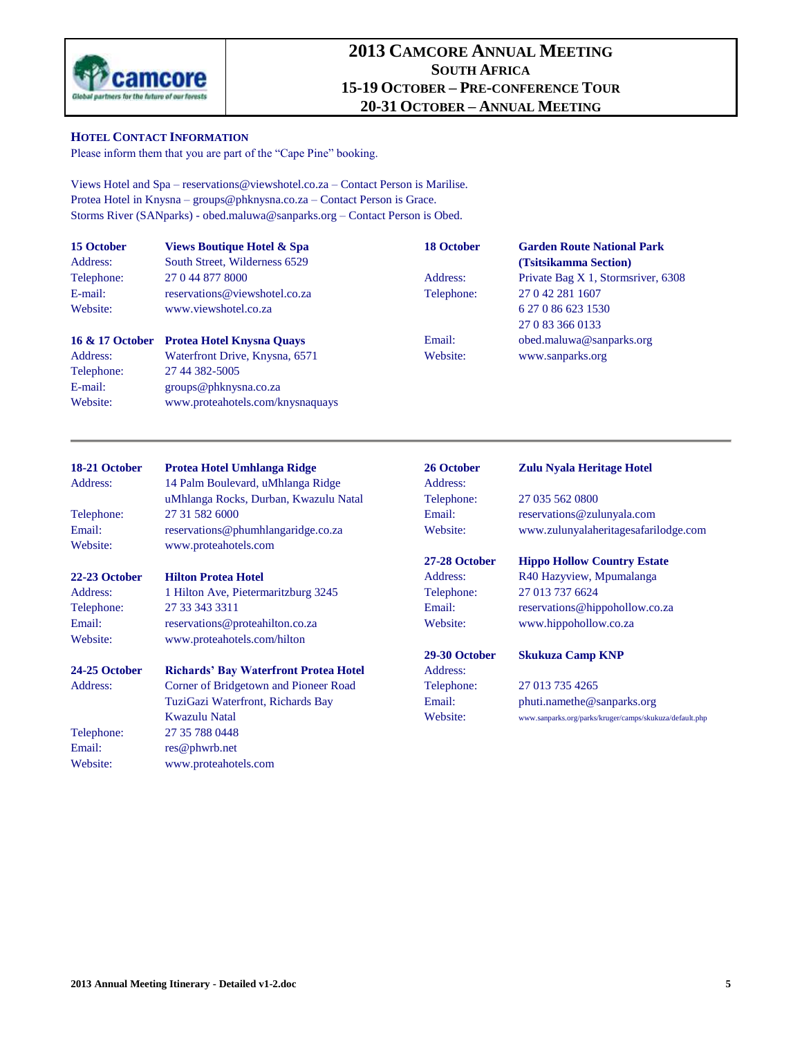# 2013 CAMCORE ANNUAL MEETING
## SOUTH AFRICA
### 15-19 OCTOBER – PRE-CONFERENCE TOUR
### 20-31 OCTOBER – ANNUAL MEETING

**HOTEL CONTACT INFORMATION**

Please inform them that you are part of the "Cape Pine" booking.

Views Hotel and Spa – reservations@viewshotel.co.za – Contact Person is Marilise.
Protea Hotel in Knysna – groups@phknysna.co.za – Contact Person is Grace.
Storms River (SANparks) - obed.maluwa@sanparks.org – Contact Person is Obed.

| **15 October** | **Views Boutique Hotel & Spa** |
|---|---|
| Address: | South Street, Wilderness 6529 |
| Telephone: | 27 0 44 877 8000 |
| E-mail: | reservations@viewshotel.co.za |
| Website: | www.viewshotel.co.za |

| **16 & 17 October** | **Protea Hotel Knysna Quays** |
|---|---|
| Address: | Waterfront Drive, Knysna, 6571 |
| Telephone: | 27 44 382-5005 |
| E-mail: | groups@phknysna.co.za |
| Website: | www.proteahotels.com/knysnaquays |

| **18 October** | **Garden Route National Park (Tsitsikamma Section)** |
|---|---|
| Address: | Private Bag X 1, Stormsriver, 6308 |
| Telephone: | 27 0 42 281 1607<br>6 27 0 86 623 1530<br>27 0 83 366 0133 |
| Email: | obed.maluwa@sanparks.org |
| Website: | www.sanparks.org |

---

| **18-21 October** | **Protea Hotel Umhlanga Ridge** |
|---|---|
| Address: | 14 Palm Boulevard, uMhlanga Ridge<br>uMhlanga Rocks, Durban, Kwazulu Natal |
| Telephone: | 27 31 582 6000 |
| Email: | reservations@phumhlangaridge.co.za |
| Website: | www.proteahotels.com |

| **22-23 October** | **Hilton Protea Hotel** |
|---|---|
| Address: | 1 Hilton Ave, Pietermaritzburg 3245 |
| Telephone: | 27 33 343 3311 |
| Email: | reservations@proteahilton.co.za |
| Website: | www.proteahotels.com/hilton |

| **24-25 October** | **Richards' Bay Waterfront Protea Hotel** |
|---|---|
| Address: | Corner of Bridgetown and Pioneer Road<br>TuziGazi Waterfront, Richards Bay<br>Kwazulu Natal |
| Telephone: | 27 35 788 0448 |
| Email: | res@phwrb.net |
| Website: | www.proteahotels.com |

| **26 October** | **Zulu Nyala Heritage Hotel** |
|---|---|
| Address: | |
| Telephone: | 27 035 562 0800 |
| Email: | reservations@zulunyala.com |
| Website: | www.zulunyalaheritagesafarilodge.com |

| **27-28 October** | **Hippo Hollow Country Estate** |
|---|---|
| Address: | R40 Hazyview, Mpumalanga |
| Telephone: | 27 013 737 6624 |
| Email: | reservations@hippohollow.co.za |
| Website: | www.hippohollow.co.za |

| **29-30 October** | **Skukuza Camp KNP** |
|---|---|
| Address: | |
| Telephone: | 27 013 735 4265 |
| Email: | phuti.namethe@sanparks.org |
| Website: | www.sanparks.org/parks/kruger/camps/skukuza/default.php |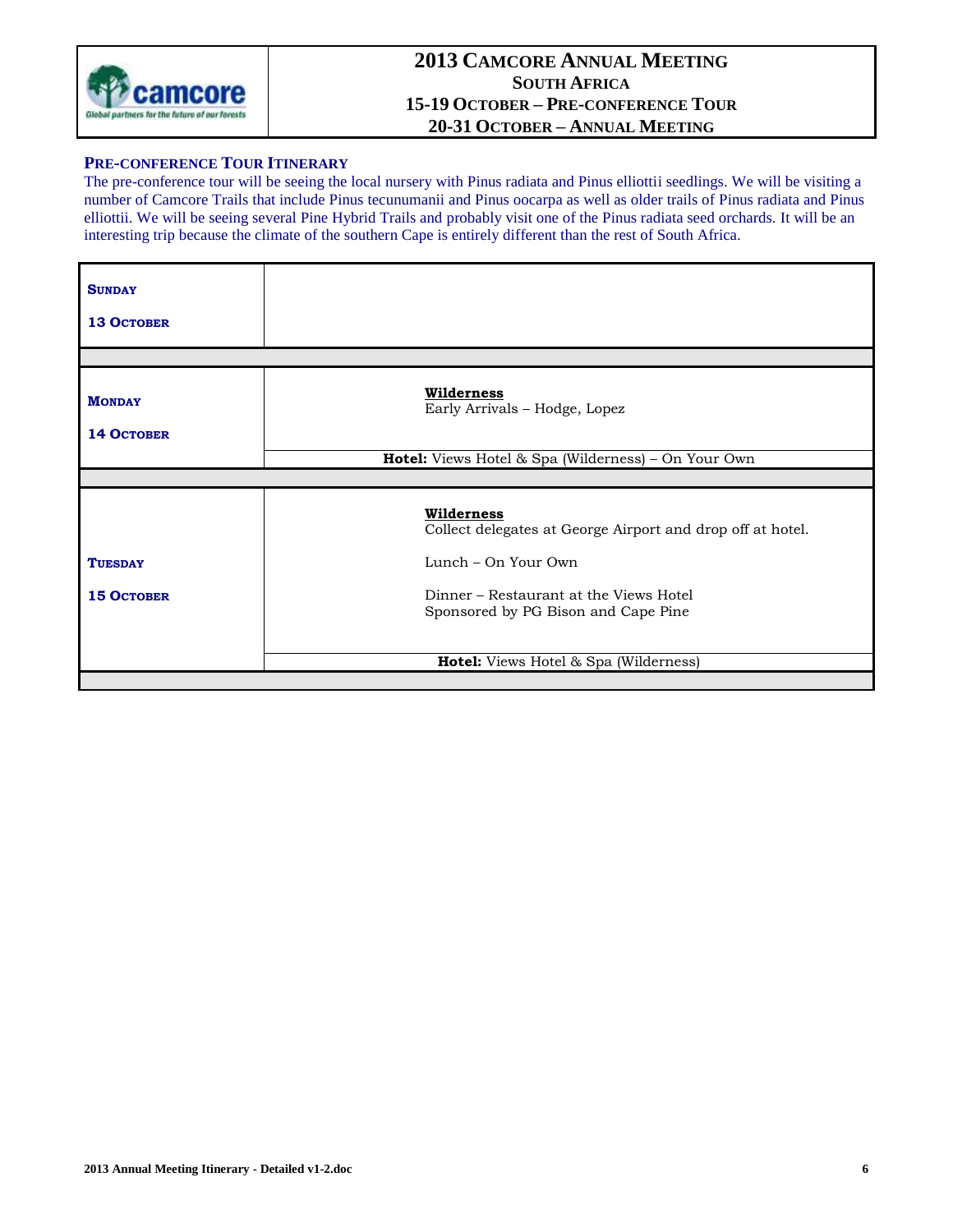# 2013 Camcore Annual Meeting
## South Africa
### 15-19 October – Pre-conference Tour
### 20-31 October – Annual Meeting

## Pre-conference Tour Itinerary

The pre-conference tour will be seeing the local nursery with Pinus radiata and Pinus elliottii seedlings. We will be visiting a number of Camcore Trails that include Pinus tecunumanii and Pinus oocarpa as well as older trails of Pinus radiata and Pinus elliottii. We will be seeing several Pine Hybrid Trails and probably visit one of the Pinus radiata seed orchards. It will be an interesting trip because the climate of the southern Cape is entirely different than the rest of South Africa.

| Day | Details |
|---|---|
| **Sunday 13 October** | |
| **Monday 14 October** | **Wilderness**<br>Early Arrivals – Hodge, Lopez<br><br>**Hotel:** Views Hotel & Spa (Wilderness) – On Your Own |
| **Tuesday 15 October** | **Wilderness**<br>Collect delegates at George Airport and drop off at hotel.<br><br>Lunch – On Your Own<br><br>Dinner – Restaurant at the Views Hotel<br>Sponsored by PG Bison and Cape Pine<br><br>**Hotel:** Views Hotel & Spa (Wilderness) |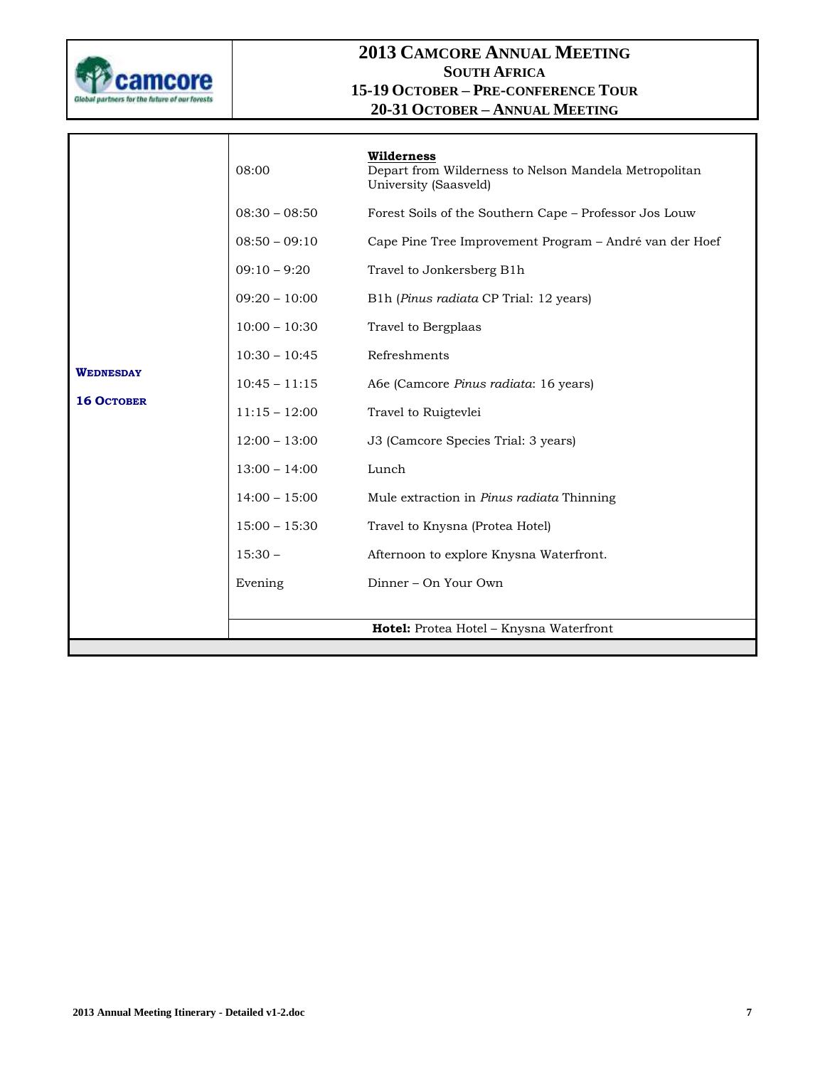# 2013 Camcore Annual Meeting

## South Africa

**15-19 October – Pre-conference Tour**

**20-31 October – Annual Meeting**

| Day | Time | Activity |
|---|---|---|
| **Wednesday 16 October** | 08:00 | **Wilderness**<br>Depart from Wilderness to Nelson Mandela Metropolitan University (Saasveld) |
| | 08:30 – 08:50 | Forest Soils of the Southern Cape – Professor Jos Louw |
| | 08:50 – 09:10 | Cape Pine Tree Improvement Program – André van der Hoef |
| | 09:10 – 9:20 | Travel to Jonkersberg B1h |
| | 09:20 – 10:00 | B1h (*Pinus radiata* CP Trial: 12 years) |
| | 10:00 – 10:30 | Travel to Bergplaas |
| | 10:30 – 10:45 | Refreshments |
| | 10:45 – 11:15 | A6e (Camcore *Pinus radiata*: 16 years) |
| | 11:15 – 12:00 | Travel to Ruigtevlei |
| | 12:00 – 13:00 | J3 (Camcore Species Trial: 3 years) |
| | 13:00 – 14:00 | Lunch |
| | 14:00 – 15:00 | Mule extraction in *Pinus radiata* Thinning |
| | 15:00 – 15:30 | Travel to Knysna (Protea Hotel) |
| | 15:30 – | Afternoon to explore Knysna Waterfront. |
| | Evening | Dinner – On Your Own |
| | | **Hotel:** Protea Hotel – Knysna Waterfront |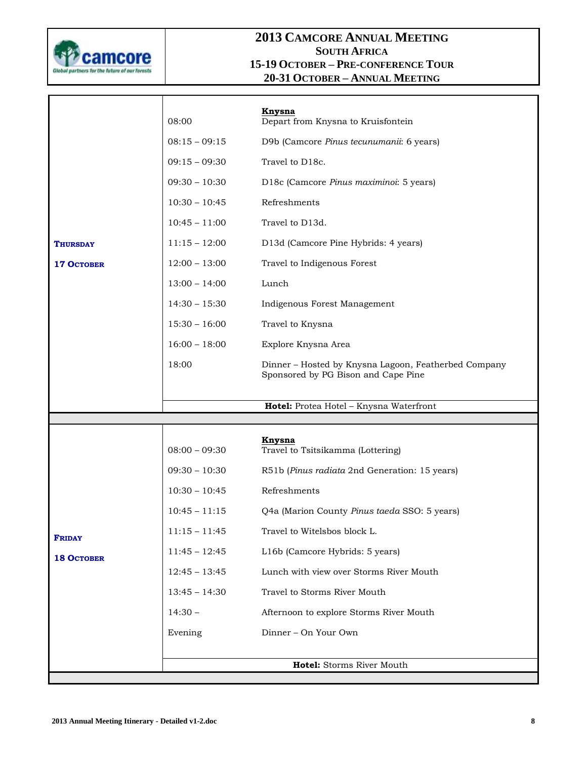# 2013 Camcore Annual Meeting

## South Africa

**15-19 October – Pre-conference Tour**

**20-31 October – Annual Meeting**

| Day | Time | Activity |
|---|---|---|
| **Thursday 17 October** | | **Knysna** |
| | 08:00 | Depart from Knysna to Kruisfontein |
| | 08:15 – 09:15 | D9b (Camcore *Pinus tecunumanii*: 6 years) |
| | 09:15 – 09:30 | Travel to D18c. |
| | 09:30 – 10:30 | D18c (Camcore *Pinus maximinoi*: 5 years) |
| | 10:30 – 10:45 | Refreshments |
| | 10:45 – 11:00 | Travel to D13d. |
| | 11:15 – 12:00 | D13d (Camcore Pine Hybrids: 4 years) |
| | 12:00 – 13:00 | Travel to Indigenous Forest |
| | 13:00 – 14:00 | Lunch |
| | 14:30 – 15:30 | Indigenous Forest Management |
| | 15:30 – 16:00 | Travel to Knysna |
| | 16:00 – 18:00 | Explore Knysna Area |
| | 18:00 | Dinner – Hosted by Knysna Lagoon, Featherbed Company Sponsored by PG Bison and Cape Pine |
| | | **Hotel:** Protea Hotel – Knysna Waterfront |
| **Friday 18 October** | | **Knysna** |
| | 08:00 – 09:30 | Travel to Tsitsikamma (Lottering) |
| | 09:30 – 10:30 | R51b (*Pinus radiata* 2nd Generation: 15 years) |
| | 10:30 – 10:45 | Refreshments |
| | 10:45 – 11:15 | Q4a (Marion County *Pinus taeda* SSO: 5 years) |
| | 11:15 – 11:45 | Travel to Witelsbos block L. |
| | 11:45 – 12:45 | L16b (Camcore Hybrids: 5 years) |
| | 12:45 – 13:45 | Lunch with view over Storms River Mouth |
| | 13:45 – 14:30 | Travel to Storms River Mouth |
| | 14:30 – | Afternoon to explore Storms River Mouth |
| | Evening | Dinner – On Your Own |
| | | **Hotel:** Storms River Mouth |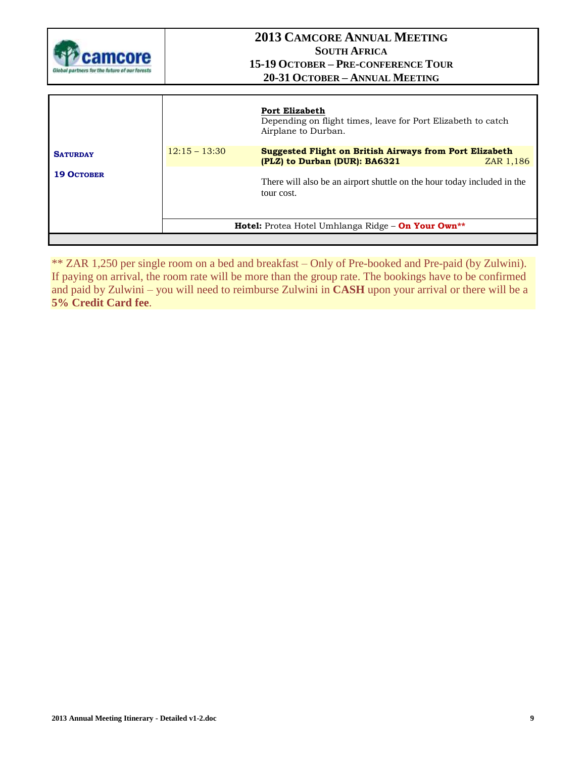| | | |
|---|---|---|
| **SATURDAY** **19 OCTOBER** | | **Port Elizabeth** Depending on flight times, leave for Port Elizabeth to catch Airplane to Durban. |
| | 12:15 – 13:30 | **Suggested Flight on British Airways from Port Elizabeth (PLZ) to Durban (DUR): BA6321** ZAR 1,186 |
| | | There will also be an airport shuttle on the hour today included in the tour cost. |
| | | **Hotel:** Protea Hotel Umhlanga Ridge – **On Your Own**** |

** ZAR 1,250 per single room on a bed and breakfast – Only of Pre-booked and Pre-paid (by Zulwini). If paying on arrival, the room rate will be more than the group rate. The bookings have to be confirmed and paid by Zulwini – you will need to reimburse Zulwini in **CASH** upon your arrival or there will be a **5% Credit Card fee**.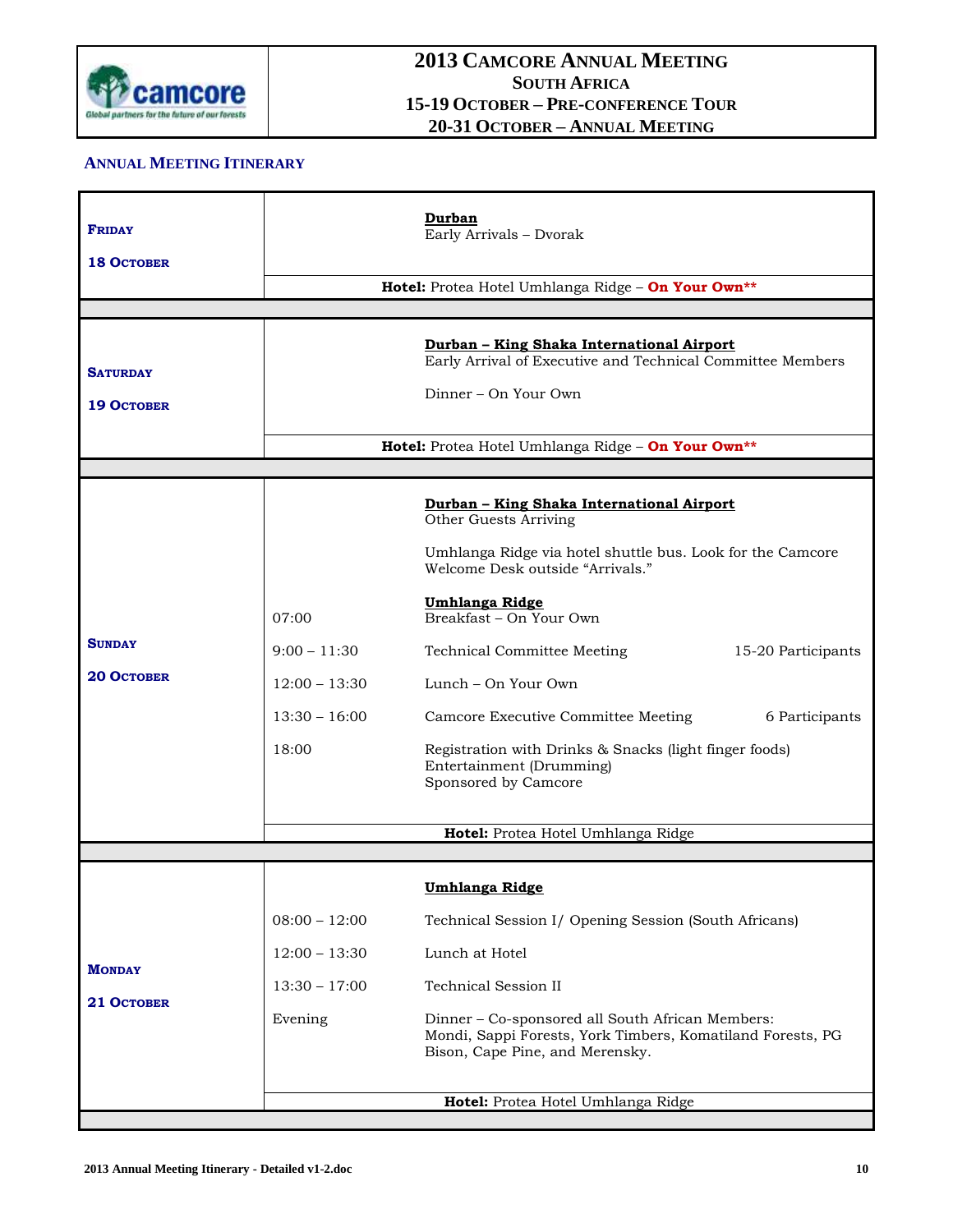# 2013 Camcore Annual Meeting

## South Africa

## 15-19 October – Pre-conference Tour

## 20-31 October – Annual Meeting

### Annual Meeting Itinerary

| Day | Time | Activity | Participants |
|---|---|---|---|
| **Friday 18 October** | | **Durban**<br>Early Arrivals – Dvorak | |
| | | **Hotel:** Protea Hotel Umhlanga Ridge – **On Your Own\*\*** | |
| **Saturday 19 October** | | **Durban – King Shaka International Airport**<br>Early Arrival of Executive and Technical Committee Members | |
| | | Dinner – On Your Own | |
| | | **Hotel:** Protea Hotel Umhlanga Ridge – **On Your Own\*\*** | |
| **Sunday 20 October** | | **Durban – King Shaka International Airport**<br>Other Guests Arriving | |
| | | Umhlanga Ridge via hotel shuttle bus. Look for the Camcore Welcome Desk outside "Arrivals." | |
| | 07:00 | **Umhlanga Ridge**<br>Breakfast – On Your Own | |
| | 9:00 – 11:30 | Technical Committee Meeting | 15-20 Participants |
| | 12:00 – 13:30 | Lunch – On Your Own | |
| | 13:30 – 16:00 | Camcore Executive Committee Meeting | 6 Participants |
| | 18:00 | Registration with Drinks & Snacks (light finger foods)<br>Entertainment (Drumming)<br>Sponsored by Camcore | |
| | | **Hotel:** Protea Hotel Umhlanga Ridge | |
| **Monday 21 October** | | **Umhlanga Ridge** | |
| | 08:00 – 12:00 | Technical Session I/ Opening Session (South Africans) | |
| | 12:00 – 13:30 | Lunch at Hotel | |
| | 13:30 – 17:00 | Technical Session II | |
| | Evening | Dinner – Co-sponsored all South African Members: Mondi, Sappi Forests, York Timbers, Komatiland Forests, PG Bison, Cape Pine, and Merensky. | |
| | | **Hotel:** Protea Hotel Umhlanga Ridge | |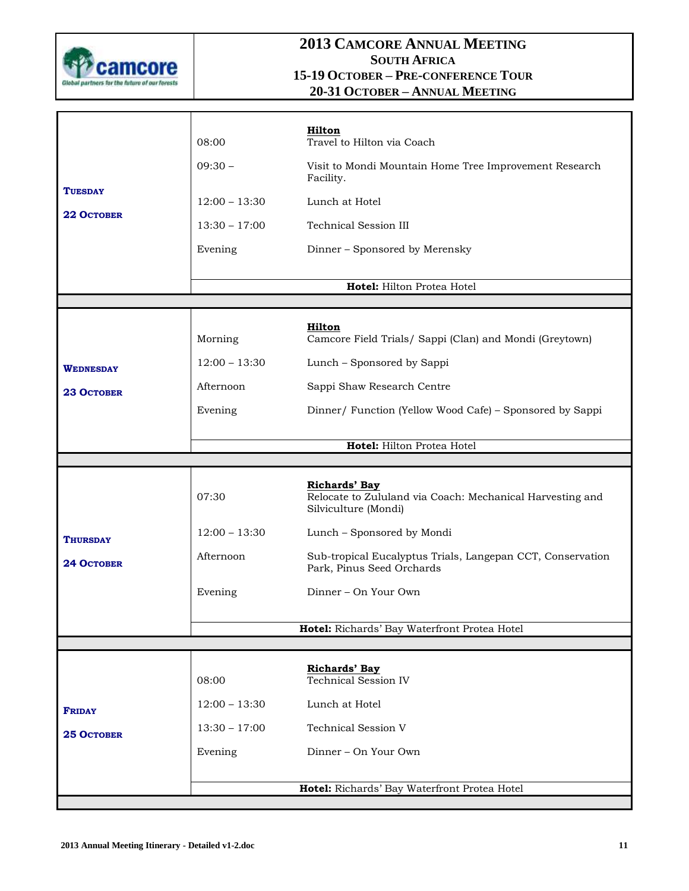# 2013 Camcore Annual Meeting

## South Africa

### 15-19 October – Pre-conference Tour

### 20-31 October – Annual Meeting

| Day | Time | Activity |
|---|---|---|
| **Tuesday 22 October** | | **Hilton** |
| | 08:00 | Travel to Hilton via Coach |
| | 09:30 – | Visit to Mondi Mountain Home Tree Improvement Research Facility. |
| | 12:00 – 13:30 | Lunch at Hotel |
| | 13:30 – 17:00 | Technical Session III |
| | Evening | Dinner – Sponsored by Merensky |
| | | **Hotel:** Hilton Protea Hotel |
| **Wednesday 23 October** | | **Hilton** |
| | Morning | Camcore Field Trials/ Sappi (Clan) and Mondi (Greytown) |
| | 12:00 – 13:30 | Lunch – Sponsored by Sappi |
| | Afternoon | Sappi Shaw Research Centre |
| | Evening | Dinner/ Function (Yellow Wood Cafe) – Sponsored by Sappi |
| | | **Hotel:** Hilton Protea Hotel |
| **Thursday 24 October** | | **Richards' Bay** |
| | 07:30 | Relocate to Zululand via Coach: Mechanical Harvesting and Silviculture (Mondi) |
| | 12:00 – 13:30 | Lunch – Sponsored by Mondi |
| | Afternoon | Sub-tropical Eucalyptus Trials, Langepan CCT, Conservation Park, Pinus Seed Orchards |
| | Evening | Dinner – On Your Own |
| | | **Hotel:** Richards' Bay Waterfront Protea Hotel |
| **Friday 25 October** | | **Richards' Bay** |
| | 08:00 | Technical Session IV |
| | 12:00 – 13:30 | Lunch at Hotel |
| | 13:30 – 17:00 | Technical Session V |
| | Evening | Dinner – On Your Own |
| | | **Hotel:** Richards' Bay Waterfront Protea Hotel |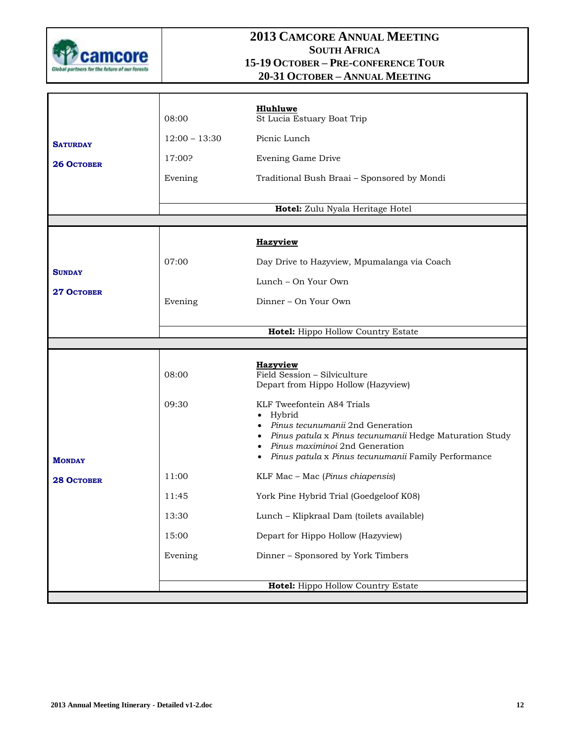# 2013 Camcore Annual Meeting

## South Africa

**15-19 October – Pre-conference Tour**

**20-31 October – Annual Meeting**

| Day | Time | Activity |
|---|---|---|
| **Saturday 26 October** | | **Hluhluwe** |
| | 08:00 | St Lucia Estuary Boat Trip |
| | 12:00 – 13:30 | Picnic Lunch |
| | 17:00? | Evening Game Drive |
| | Evening | Traditional Bush Braai – Sponsored by Mondi |
| | | **Hotel:** Zulu Nyala Heritage Hotel |
| **Sunday 27 October** | | **Hazyview** |
| | 07:00 | Day Drive to Hazyview, Mpumalanga via Coach |
| | | Lunch – On Your Own |
| | Evening | Dinner – On Your Own |
| | | **Hotel:** Hippo Hollow Country Estate |
| **Monday 28 October** | | **Hazyview** |
| | 08:00 | Field Session – Silviculture<br>Depart from Hippo Hollow (Hazyview) |
| | 09:30 | KLF Tweefontein A84 Trials<br>• Hybrid<br>• *Pinus tecunumanii* 2nd Generation<br>• *Pinus patula* x *Pinus tecunumanii* Hedge Maturation Study<br>• *Pinus maximinoi* 2nd Generation<br>• *Pinus patula* x *Pinus tecunumanii* Family Performance |
| | 11:00 | KLF Mac – Mac (*Pinus chiapensis*) |
| | 11:45 | York Pine Hybrid Trial (Goedgeloof K08) |
| | 13:30 | Lunch – Klipkraal Dam (toilets available) |
| | 15:00 | Depart for Hippo Hollow (Hazyview) |
| | Evening | Dinner – Sponsored by York Timbers |
| | | **Hotel:** Hippo Hollow Country Estate |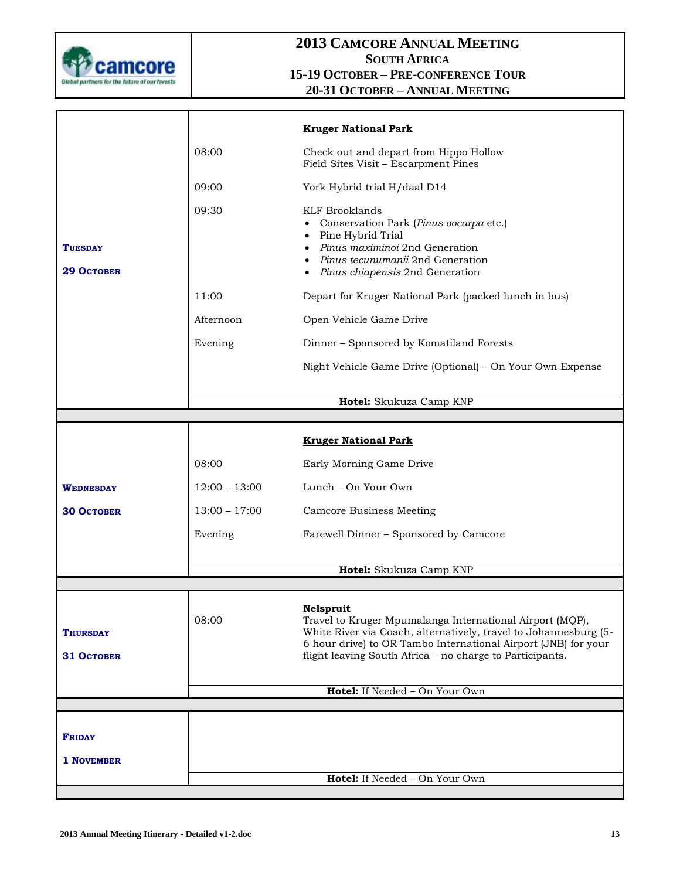# 2013 Camcore Annual Meeting
## South Africa
### 15-19 October – Pre-conference Tour
### 20-31 October – Annual Meeting

| Day | Time | Activity |
|---|---|---|
| **Tuesday 29 October** | | **Kruger National Park** |
| | 08:00 | Check out and depart from Hippo Hollow<br>Field Sites Visit – Escarpment Pines |
| | 09:00 | York Hybrid trial H/daal D14 |
| | 09:30 | KLF Brooklands<br>• Conservation Park (*Pinus oocarpa* etc.)<br>• Pine Hybrid Trial<br>• *Pinus maximinoi* 2nd Generation<br>• *Pinus tecunumanii* 2nd Generation<br>• *Pinus chiapensis* 2nd Generation |
| | 11:00 | Depart for Kruger National Park (packed lunch in bus) |
| | Afternoon | Open Vehicle Game Drive |
| | Evening | Dinner – Sponsored by Komatiland Forests |
| | | Night Vehicle Game Drive (Optional) – On Your Own Expense |
| | | **Hotel:** Skukuza Camp KNP |
| **Wednesday 30 October** | | **Kruger National Park** |
| | 08:00 | Early Morning Game Drive |
| | 12:00 – 13:00 | Lunch – On Your Own |
| | 13:00 – 17:00 | Camcore Business Meeting |
| | Evening | Farewell Dinner – Sponsored by Camcore |
| | | **Hotel:** Skukuza Camp KNP |
| **Thursday 31 October** | 08:00 | **Nelspruit**<br>Travel to Kruger Mpumalanga International Airport (MQP), White River via Coach, alternatively, travel to Johannesburg (5-6 hour drive) to OR Tambo International Airport (JNB) for your flight leaving South Africa – no charge to Participants. |
| | | **Hotel:** If Needed – On Your Own |
| **Friday 1 November** | | |
| | | **Hotel:** If Needed – On Your Own |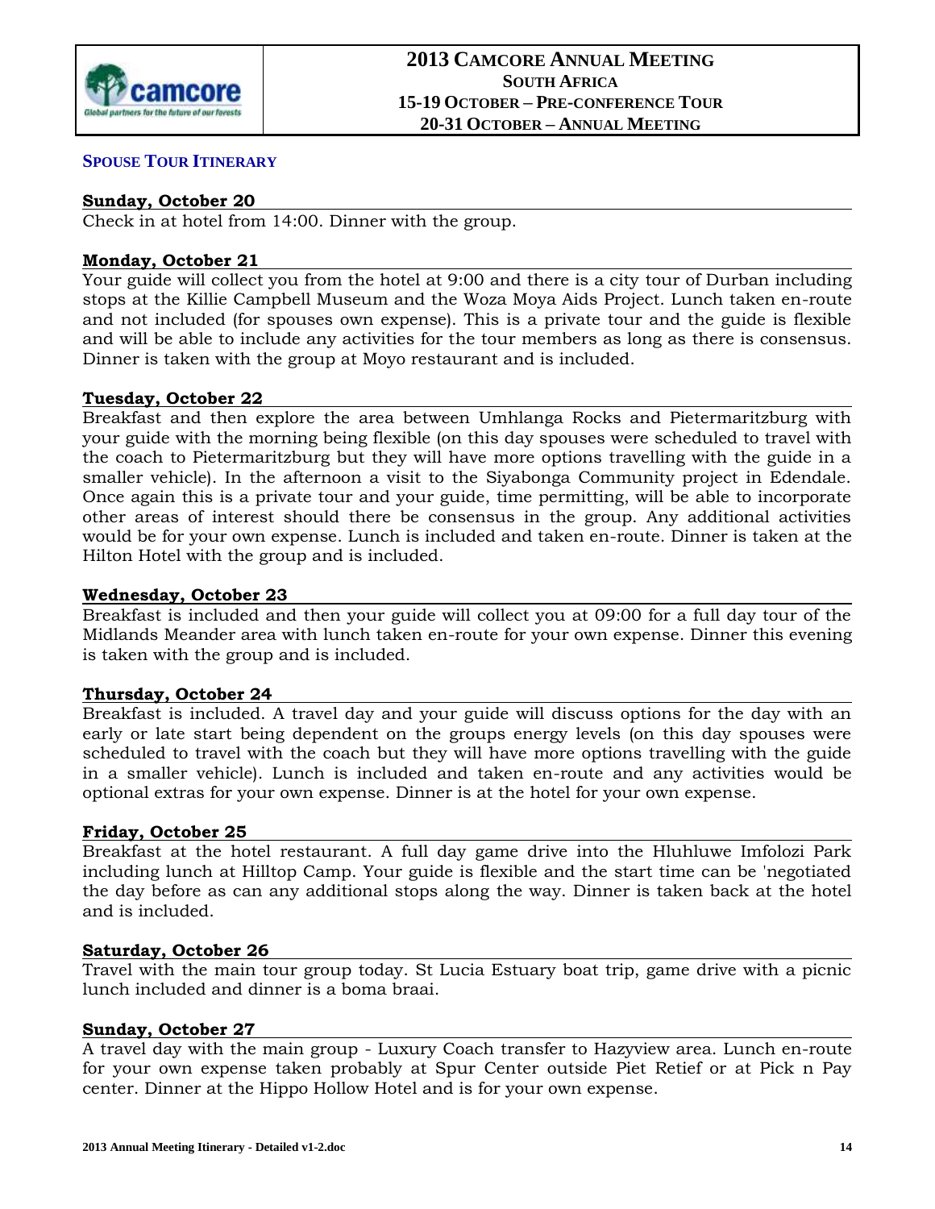# 2013 CAMCORE ANNUAL MEETING
## SOUTH AFRICA
### 15-19 OCTOBER – PRE-CONFERENCE TOUR
### 20-31 OCTOBER – ANNUAL MEETING

## SPOUSE TOUR ITINERARY

**Sunday, October 20**

Check in at hotel from 14:00. Dinner with the group.

**Monday, October 21**

Your guide will collect you from the hotel at 9:00 and there is a city tour of Durban including stops at the Killie Campbell Museum and the Woza Moya Aids Project. Lunch taken en-route and not included (for spouses own expense). This is a private tour and the guide is flexible and will be able to include any activities for the tour members as long as there is consensus. Dinner is taken with the group at Moyo restaurant and is included.

**Tuesday, October 22**

Breakfast and then explore the area between Umhlanga Rocks and Pietermaritzburg with your guide with the morning being flexible (on this day spouses were scheduled to travel with the coach to Pietermaritzburg but they will have more options travelling with the guide in a smaller vehicle). In the afternoon a visit to the Siyabonga Community project in Edendale. Once again this is a private tour and your guide, time permitting, will be able to incorporate other areas of interest should there be consensus in the group. Any additional activities would be for your own expense. Lunch is included and taken en-route. Dinner is taken at the Hilton Hotel with the group and is included.

**Wednesday, October 23**

Breakfast is included and then your guide will collect you at 09:00 for a full day tour of the Midlands Meander area with lunch taken en-route for your own expense. Dinner this evening is taken with the group and is included.

**Thursday, October 24**

Breakfast is included. A travel day and your guide will discuss options for the day with an early or late start being dependent on the groups energy levels (on this day spouses were scheduled to travel with the coach but they will have more options travelling with the guide in a smaller vehicle). Lunch is included and taken en-route and any activities would be optional extras for your own expense. Dinner is at the hotel for your own expense.

**Friday, October 25**

Breakfast at the hotel restaurant. A full day game drive into the Hluhluwe Imfolozi Park including lunch at Hilltop Camp. Your guide is flexible and the start time can be 'negotiated the day before as can any additional stops along the way. Dinner is taken back at the hotel and is included.

**Saturday, October 26**

Travel with the main tour group today. St Lucia Estuary boat trip, game drive with a picnic lunch included and dinner is a boma braai.

**Sunday, October 27**

A travel day with the main group - Luxury Coach transfer to Hazyview area. Lunch en-route for your own expense taken probably at Spur Center outside Piet Retief or at Pick n Pay center. Dinner at the Hippo Hollow Hotel and is for your own expense.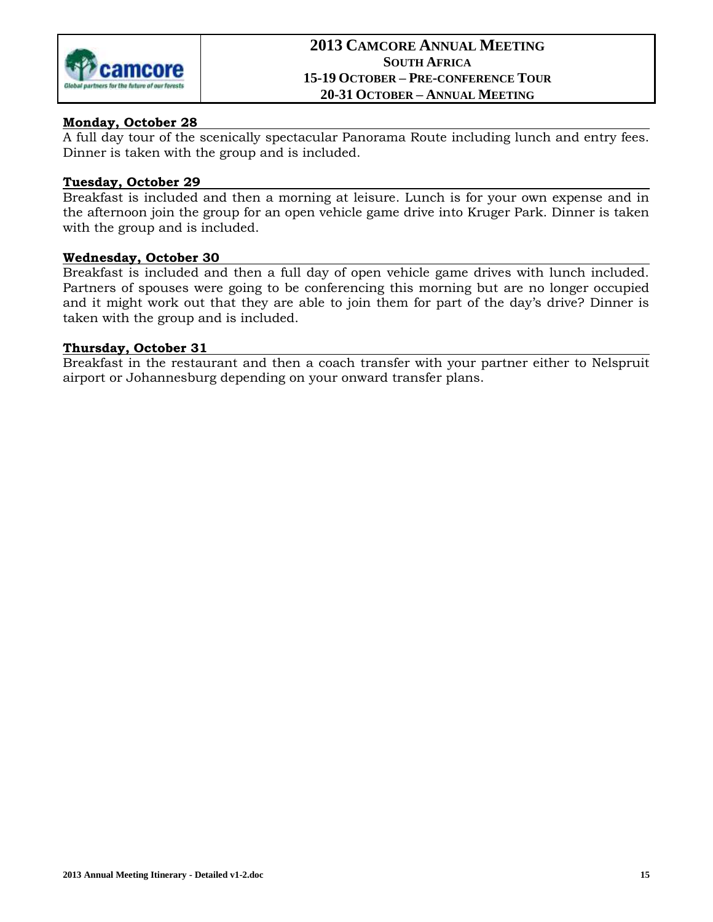**Monday, October 28**

A full day tour of the scenically spectacular Panorama Route including lunch and entry fees. Dinner is taken with the group and is included.

**Tuesday, October 29**

Breakfast is included and then a morning at leisure. Lunch is for your own expense and in the afternoon join the group for an open vehicle game drive into Kruger Park. Dinner is taken with the group and is included.

**Wednesday, October 30**

Breakfast is included and then a full day of open vehicle game drives with lunch included. Partners of spouses were going to be conferencing this morning but are no longer occupied and it might work out that they are able to join them for part of the day's drive? Dinner is taken with the group and is included.

**Thursday, October 31**

Breakfast in the restaurant and then a coach transfer with your partner either to Nelspruit airport or Johannesburg depending on your onward transfer plans.